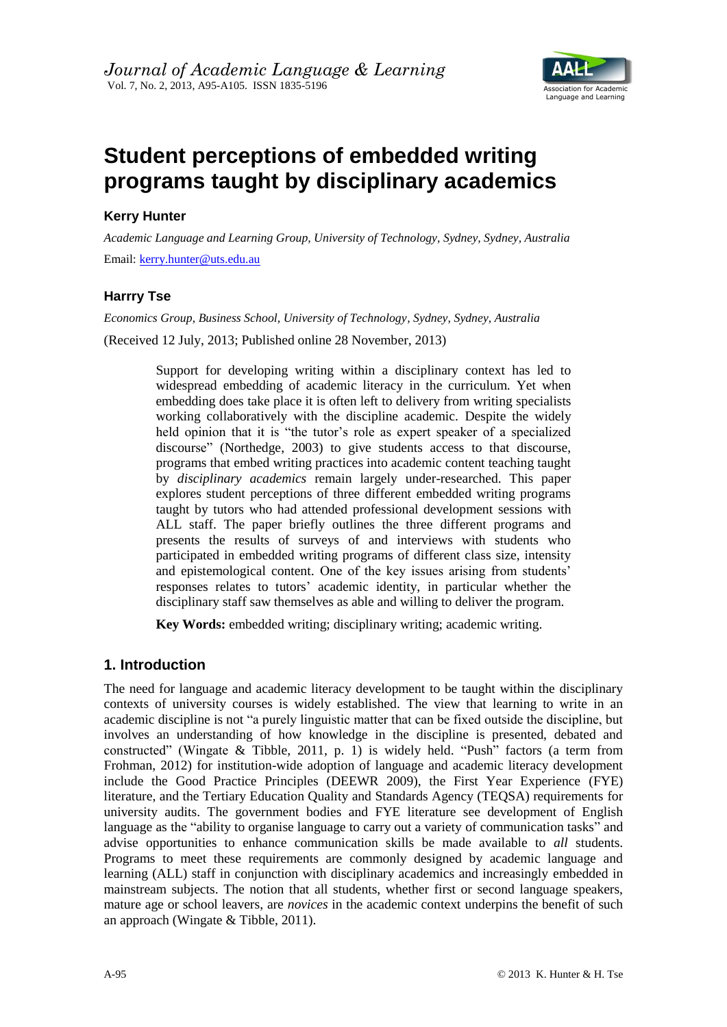# Student perceptions of embedded writing programs taught by disciplinary academics

**Kerry Hunter**

*Academic Language and Learning Group, University of Technology, Sydney, Sydney, Australia*

Email: kerry.hunter@uts.edu.au

**Harrry Tse**

*Economics Group, Business School, University of Technology, Sydney, Sydney, Australia*

(Received 12 July, 2013; Published online 28 November, 2013)

> Support for developing writing within a disciplinary context has led to widespread embedding of academic literacy in the curriculum. Yet when embedding does take place it is often left to delivery from writing specialists working collaboratively with the discipline academic. Despite the widely held opinion that it is "the tutor's role as expert speaker of a specialized discourse" (Northedge, 2003) to give students access to that discourse, programs that embed writing practices into academic content teaching taught by *disciplinary academics* remain largely under-researched. This paper explores student perceptions of three different embedded writing programs taught by tutors who had attended professional development sessions with ALL staff. The paper briefly outlines the three different programs and presents the results of surveys of and interviews with students who participated in embedded writing programs of different class size, intensity and epistemological content. One of the key issues arising from students' responses relates to tutors' academic identity, in particular whether the disciplinary staff saw themselves as able and willing to deliver the program.
>
> **Key Words:** embedded writing; disciplinary writing; academic writing.

## 1. Introduction

The need for language and academic literacy development to be taught within the disciplinary contexts of university courses is widely established. The view that learning to write in an academic discipline is not "a purely linguistic matter that can be fixed outside the discipline, but involves an understanding of how knowledge in the discipline is presented, debated and constructed" (Wingate & Tibble, 2011, p. 1) is widely held. "Push" factors (a term from Frohman, 2012) for institution-wide adoption of language and academic literacy development include the Good Practice Principles (DEEWR 2009), the First Year Experience (FYE) literature, and the Tertiary Education Quality and Standards Agency (TEQSA) requirements for university audits. The government bodies and FYE literature see development of English language as the "ability to organise language to carry out a variety of communication tasks" and advise opportunities to enhance communication skills be made available to *all* students. Programs to meet these requirements are commonly designed by academic language and learning (ALL) staff in conjunction with disciplinary academics and increasingly embedded in mainstream subjects. The notion that all students, whether first or second language speakers, mature age or school leavers, are *novices* in the academic context underpins the benefit of such an approach (Wingate & Tibble, 2011).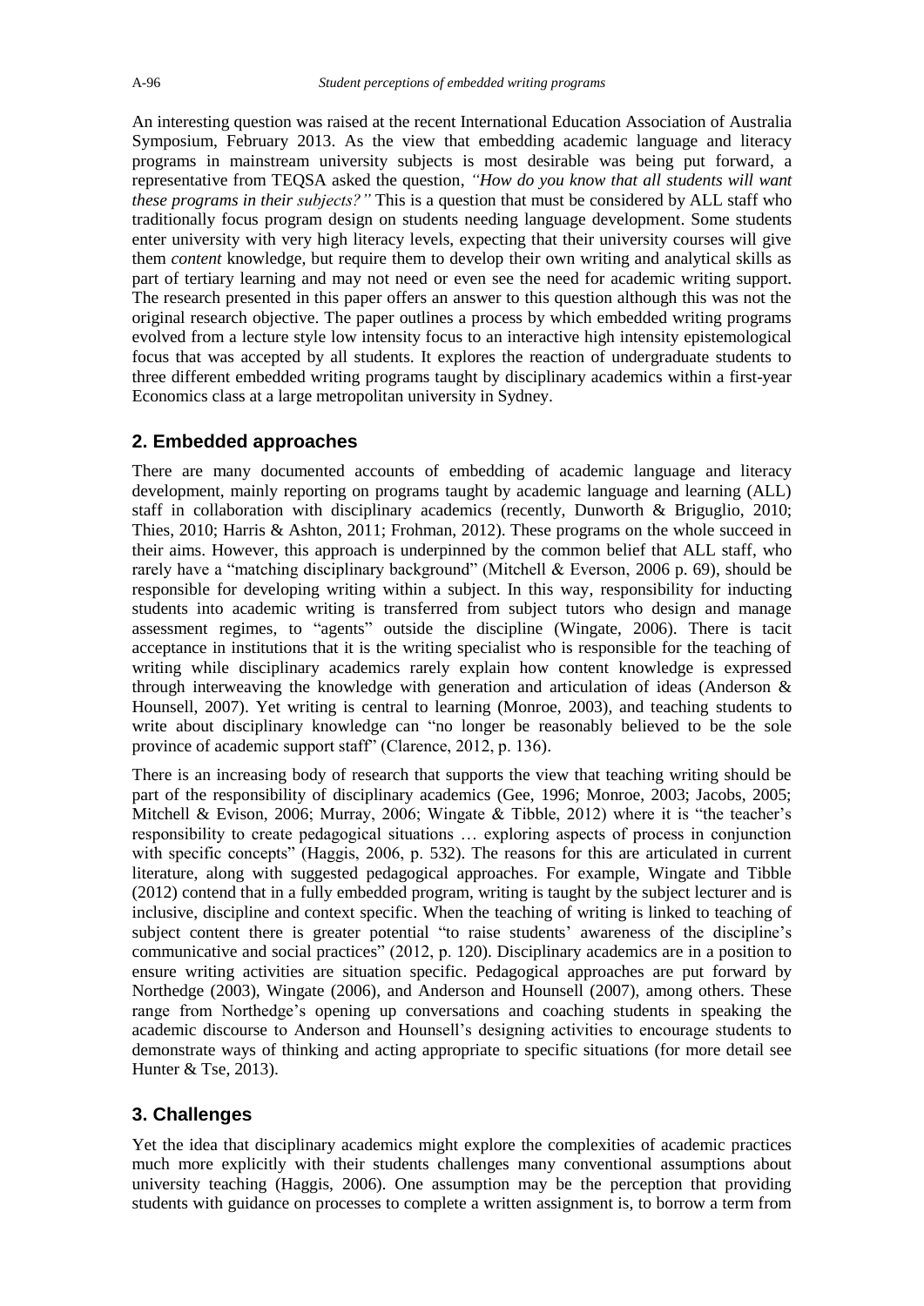An interesting question was raised at the recent International Education Association of Australia Symposium, February 2013. As the view that embedding academic language and literacy programs in mainstream university subjects is most desirable was being put forward, a representative from TEQSA asked the question, *"How do you know that all students will want these programs in their subjects?"* This is a question that must be considered by ALL staff who traditionally focus program design on students needing language development. Some students enter university with very high literacy levels, expecting that their university courses will give them *content* knowledge, but require them to develop their own writing and analytical skills as part of tertiary learning and may not need or even see the need for academic writing support. The research presented in this paper offers an answer to this question although this was not the original research objective. The paper outlines a process by which embedded writing programs evolved from a lecture style low intensity focus to an interactive high intensity epistemological focus that was accepted by all students. It explores the reaction of undergraduate students to three different embedded writing programs taught by disciplinary academics within a first-year Economics class at a large metropolitan university in Sydney.

## 2. Embedded approaches

There are many documented accounts of embedding of academic language and literacy development, mainly reporting on programs taught by academic language and learning (ALL) staff in collaboration with disciplinary academics (recently, Dunworth & Briguglio, 2010; Thies, 2010; Harris & Ashton, 2011; Frohman, 2012). These programs on the whole succeed in their aims. However, this approach is underpinned by the common belief that ALL staff, who rarely have a "matching disciplinary background" (Mitchell & Everson, 2006 p. 69), should be responsible for developing writing within a subject. In this way, responsibility for inducting students into academic writing is transferred from subject tutors who design and manage assessment regimes, to "agents" outside the discipline (Wingate, 2006). There is tacit acceptance in institutions that it is the writing specialist who is responsible for the teaching of writing while disciplinary academics rarely explain how content knowledge is expressed through interweaving the knowledge with generation and articulation of ideas (Anderson & Hounsell, 2007). Yet writing is central to learning (Monroe, 2003), and teaching students to write about disciplinary knowledge can "no longer be reasonably believed to be the sole province of academic support staff" (Clarence, 2012, p. 136).

There is an increasing body of research that supports the view that teaching writing should be part of the responsibility of disciplinary academics (Gee, 1996; Monroe, 2003; Jacobs, 2005; Mitchell & Evison, 2006; Murray, 2006; Wingate & Tibble, 2012) where it is "the teacher's responsibility to create pedagogical situations … exploring aspects of process in conjunction with specific concepts" (Haggis, 2006, p. 532). The reasons for this are articulated in current literature, along with suggested pedagogical approaches. For example, Wingate and Tibble (2012) contend that in a fully embedded program, writing is taught by the subject lecturer and is inclusive, discipline and context specific. When the teaching of writing is linked to teaching of subject content there is greater potential "to raise students' awareness of the discipline's communicative and social practices" (2012, p. 120). Disciplinary academics are in a position to ensure writing activities are situation specific. Pedagogical approaches are put forward by Northedge (2003), Wingate (2006), and Anderson and Hounsell (2007), among others. These range from Northedge's opening up conversations and coaching students in speaking the academic discourse to Anderson and Hounsell's designing activities to encourage students to demonstrate ways of thinking and acting appropriate to specific situations (for more detail see Hunter & Tse, 2013).

## 3. Challenges

Yet the idea that disciplinary academics might explore the complexities of academic practices much more explicitly with their students challenges many conventional assumptions about university teaching (Haggis, 2006). One assumption may be the perception that providing students with guidance on processes to complete a written assignment is, to borrow a term from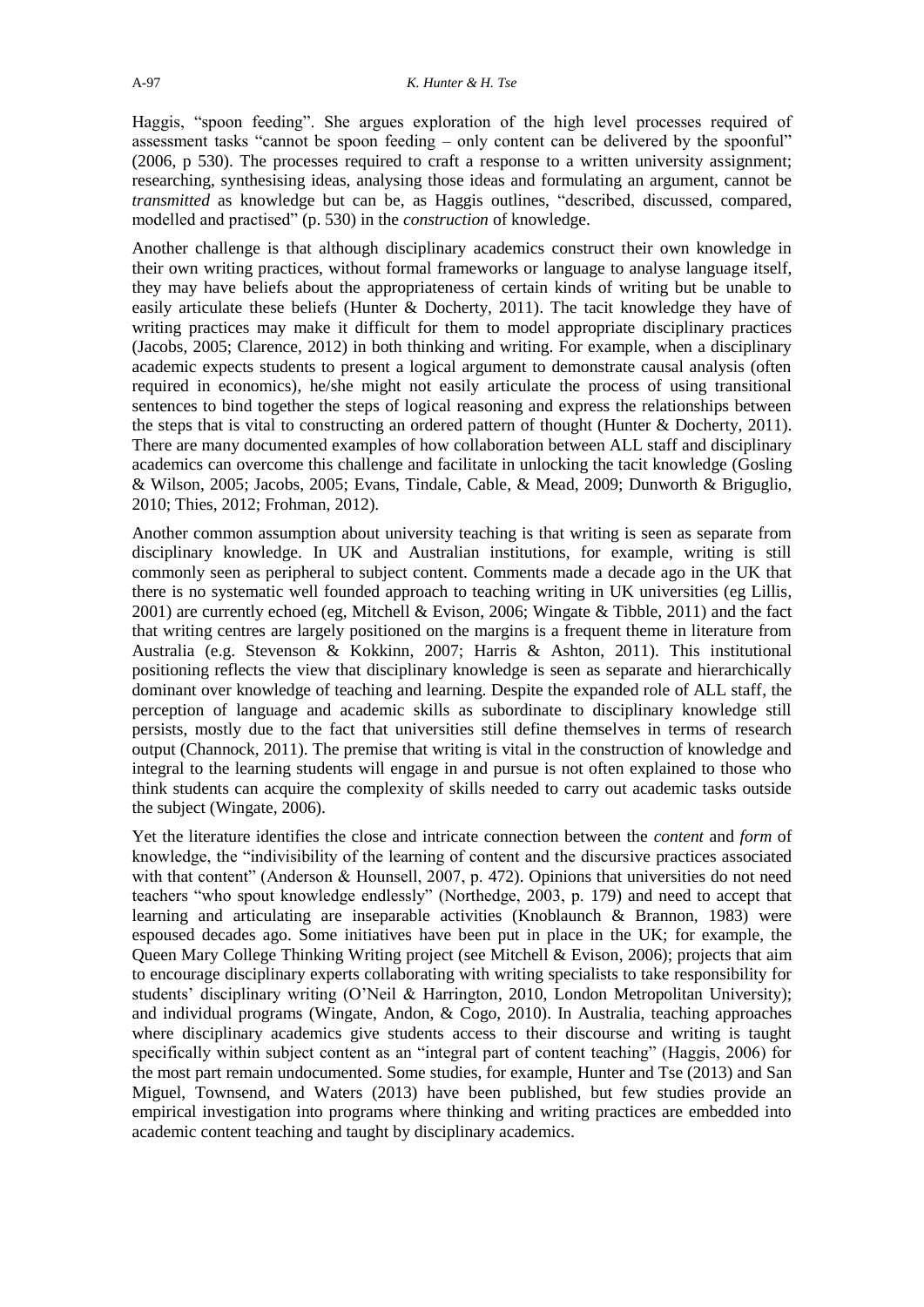Haggis, "spoon feeding". She argues exploration of the high level processes required of assessment tasks "cannot be spoon feeding – only content can be delivered by the spoonful" (2006, p 530). The processes required to craft a response to a written university assignment; researching, synthesising ideas, analysing those ideas and formulating an argument, cannot be *transmitted* as knowledge but can be, as Haggis outlines, "described, discussed, compared, modelled and practised" (p. 530) in the *construction* of knowledge.

Another challenge is that although disciplinary academics construct their own knowledge in their own writing practices, without formal frameworks or language to analyse language itself, they may have beliefs about the appropriateness of certain kinds of writing but be unable to easily articulate these beliefs (Hunter & Docherty, 2011). The tacit knowledge they have of writing practices may make it difficult for them to model appropriate disciplinary practices (Jacobs, 2005; Clarence, 2012) in both thinking and writing. For example, when a disciplinary academic expects students to present a logical argument to demonstrate causal analysis (often required in economics), he/she might not easily articulate the process of using transitional sentences to bind together the steps of logical reasoning and express the relationships between the steps that is vital to constructing an ordered pattern of thought (Hunter & Docherty, 2011). There are many documented examples of how collaboration between ALL staff and disciplinary academics can overcome this challenge and facilitate in unlocking the tacit knowledge (Gosling & Wilson, 2005; Jacobs, 2005; Evans, Tindale, Cable, & Mead, 2009; Dunworth & Briguglio, 2010; Thies, 2012; Frohman, 2012).

Another common assumption about university teaching is that writing is seen as separate from disciplinary knowledge. In UK and Australian institutions, for example, writing is still commonly seen as peripheral to subject content. Comments made a decade ago in the UK that there is no systematic well founded approach to teaching writing in UK universities (eg Lillis, 2001) are currently echoed (eg, Mitchell & Evison, 2006; Wingate & Tibble, 2011) and the fact that writing centres are largely positioned on the margins is a frequent theme in literature from Australia (e.g. Stevenson & Kokkinn, 2007; Harris & Ashton, 2011). This institutional positioning reflects the view that disciplinary knowledge is seen as separate and hierarchically dominant over knowledge of teaching and learning. Despite the expanded role of ALL staff, the perception of language and academic skills as subordinate to disciplinary knowledge still persists, mostly due to the fact that universities still define themselves in terms of research output (Channock, 2011). The premise that writing is vital in the construction of knowledge and integral to the learning students will engage in and pursue is not often explained to those who think students can acquire the complexity of skills needed to carry out academic tasks outside the subject (Wingate, 2006).

Yet the literature identifies the close and intricate connection between the *content* and *form* of knowledge, the "indivisibility of the learning of content and the discursive practices associated with that content" (Anderson & Hounsell, 2007, p. 472). Opinions that universities do not need teachers "who spout knowledge endlessly" (Northedge, 2003, p. 179) and need to accept that learning and articulating are inseparable activities (Knoblaunch & Brannon, 1983) were espoused decades ago. Some initiatives have been put in place in the UK; for example, the Queen Mary College Thinking Writing project (see Mitchell & Evison, 2006); projects that aim to encourage disciplinary experts collaborating with writing specialists to take responsibility for students' disciplinary writing (O'Neil & Harrington, 2010, London Metropolitan University); and individual programs (Wingate, Andon, & Cogo, 2010). In Australia, teaching approaches where disciplinary academics give students access to their discourse and writing is taught specifically within subject content as an "integral part of content teaching" (Haggis, 2006) for the most part remain undocumented. Some studies, for example, Hunter and Tse (2013) and San Miguel, Townsend, and Waters (2013) have been published, but few studies provide an empirical investigation into programs where thinking and writing practices are embedded into academic content teaching and taught by disciplinary academics.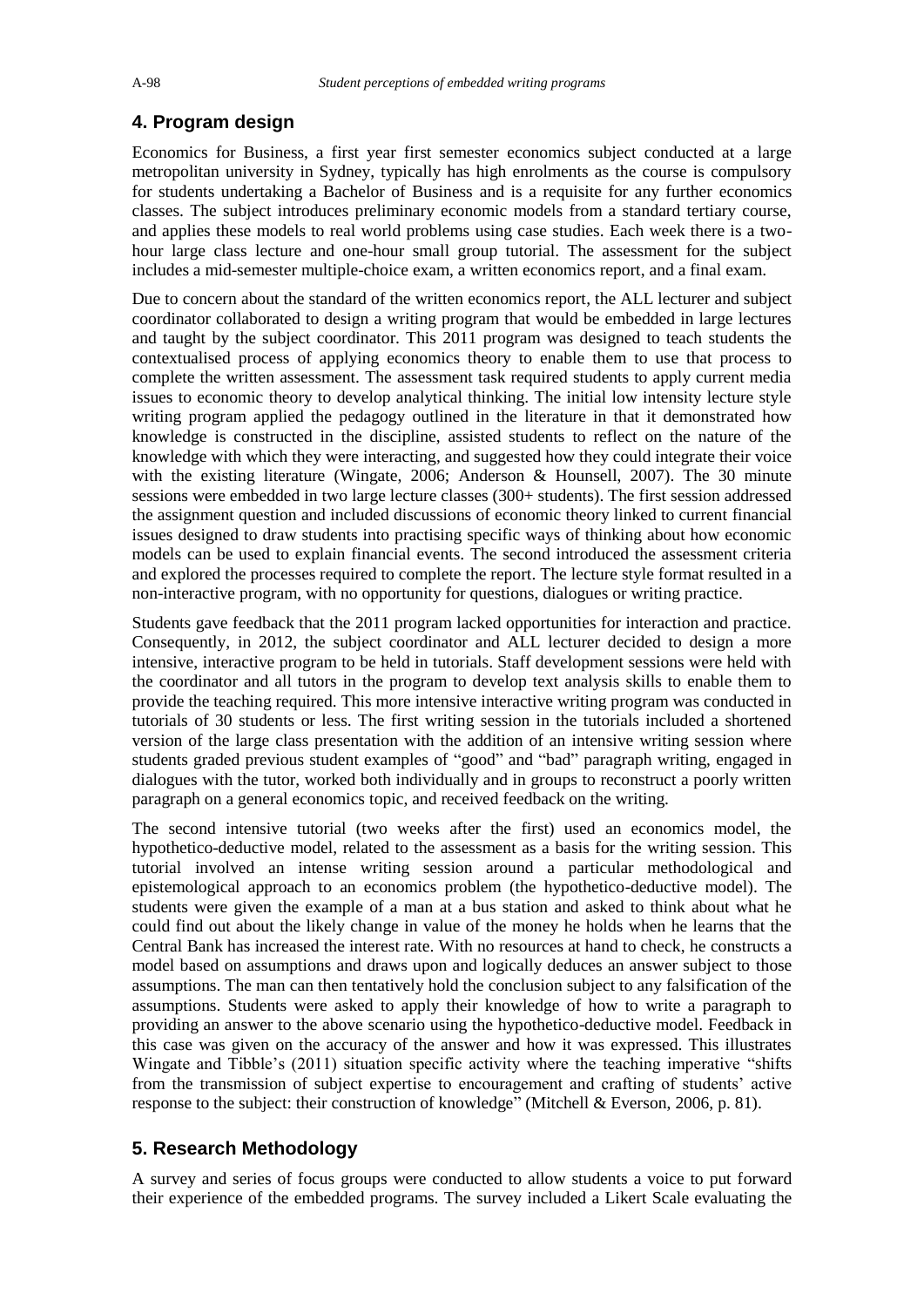## 4. Program design

Economics for Business, a first year first semester economics subject conducted at a large metropolitan university in Sydney, typically has high enrolments as the course is compulsory for students undertaking a Bachelor of Business and is a requisite for any further economics classes. The subject introduces preliminary economic models from a standard tertiary course, and applies these models to real world problems using case studies. Each week there is a two-hour large class lecture and one-hour small group tutorial. The assessment for the subject includes a mid-semester multiple-choice exam, a written economics report, and a final exam.

Due to concern about the standard of the written economics report, the ALL lecturer and subject coordinator collaborated to design a writing program that would be embedded in large lectures and taught by the subject coordinator. This 2011 program was designed to teach students the contextualised process of applying economics theory to enable them to use that process to complete the written assessment. The assessment task required students to apply current media issues to economic theory to develop analytical thinking. The initial low intensity lecture style writing program applied the pedagogy outlined in the literature in that it demonstrated how knowledge is constructed in the discipline, assisted students to reflect on the nature of the knowledge with which they were interacting, and suggested how they could integrate their voice with the existing literature (Wingate, 2006; Anderson & Hounsell, 2007). The 30 minute sessions were embedded in two large lecture classes (300+ students). The first session addressed the assignment question and included discussions of economic theory linked to current financial issues designed to draw students into practising specific ways of thinking about how economic models can be used to explain financial events. The second introduced the assessment criteria and explored the processes required to complete the report. The lecture style format resulted in a non-interactive program, with no opportunity for questions, dialogues or writing practice.

Students gave feedback that the 2011 program lacked opportunities for interaction and practice. Consequently, in 2012, the subject coordinator and ALL lecturer decided to design a more intensive, interactive program to be held in tutorials. Staff development sessions were held with the coordinator and all tutors in the program to develop text analysis skills to enable them to provide the teaching required. This more intensive interactive writing program was conducted in tutorials of 30 students or less. The first writing session in the tutorials included a shortened version of the large class presentation with the addition of an intensive writing session where students graded previous student examples of "good" and "bad" paragraph writing, engaged in dialogues with the tutor, worked both individually and in groups to reconstruct a poorly written paragraph on a general economics topic, and received feedback on the writing.

The second intensive tutorial (two weeks after the first) used an economics model, the hypothetico-deductive model, related to the assessment as a basis for the writing session. This tutorial involved an intense writing session around a particular methodological and epistemological approach to an economics problem (the hypothetico-deductive model). The students were given the example of a man at a bus station and asked to think about what he could find out about the likely change in value of the money he holds when he learns that the Central Bank has increased the interest rate. With no resources at hand to check, he constructs a model based on assumptions and draws upon and logically deduces an answer subject to those assumptions. The man can then tentatively hold the conclusion subject to any falsification of the assumptions. Students were asked to apply their knowledge of how to write a paragraph to providing an answer to the above scenario using the hypothetico-deductive model. Feedback in this case was given on the accuracy of the answer and how it was expressed. This illustrates Wingate and Tibble's (2011) situation specific activity where the teaching imperative "shifts from the transmission of subject expertise to encouragement and crafting of students' active response to the subject: their construction of knowledge" (Mitchell & Everson, 2006, p. 81).

## 5. Research Methodology

A survey and series of focus groups were conducted to allow students a voice to put forward their experience of the embedded programs. The survey included a Likert Scale evaluating the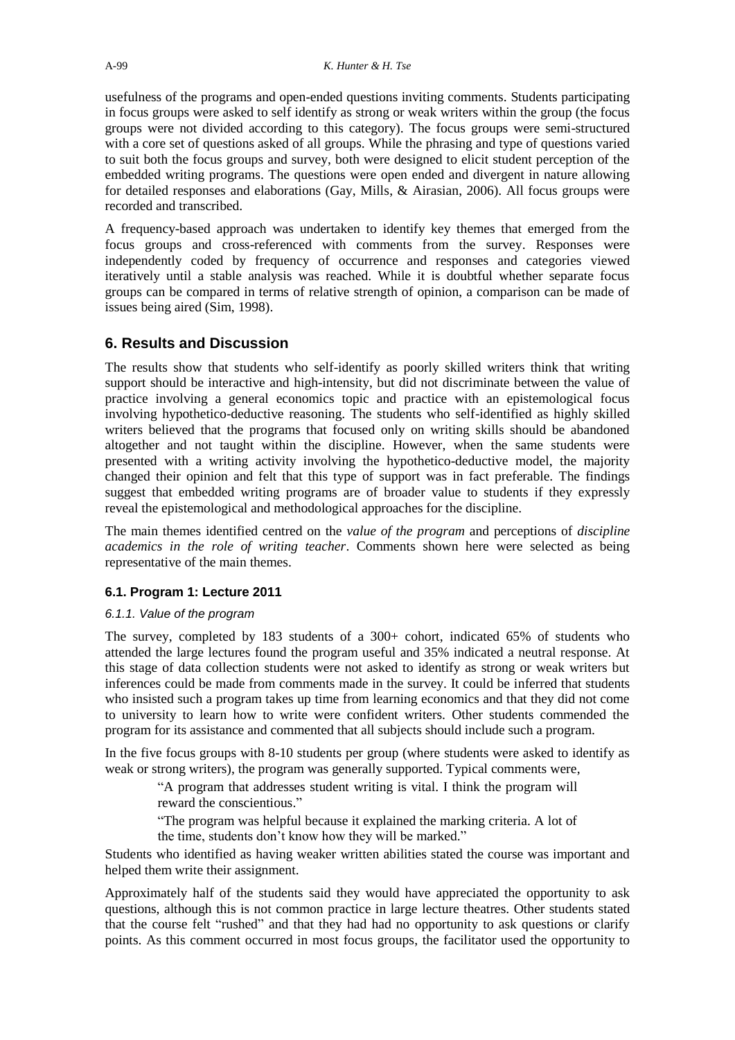usefulness of the programs and open-ended questions inviting comments. Students participating in focus groups were asked to self identify as strong or weak writers within the group (the focus groups were not divided according to this category). The focus groups were semi-structured with a core set of questions asked of all groups. While the phrasing and type of questions varied to suit both the focus groups and survey, both were designed to elicit student perception of the embedded writing programs. The questions were open ended and divergent in nature allowing for detailed responses and elaborations (Gay, Mills, & Airasian, 2006). All focus groups were recorded and transcribed.

A frequency-based approach was undertaken to identify key themes that emerged from the focus groups and cross-referenced with comments from the survey. Responses were independently coded by frequency of occurrence and responses and categories viewed iteratively until a stable analysis was reached. While it is doubtful whether separate focus groups can be compared in terms of relative strength of opinion, a comparison can be made of issues being aired (Sim, 1998).

## 6. Results and Discussion

The results show that students who self-identify as poorly skilled writers think that writing support should be interactive and high-intensity, but did not discriminate between the value of practice involving a general economics topic and practice with an epistemological focus involving hypothetico-deductive reasoning. The students who self-identified as highly skilled writers believed that the programs that focused only on writing skills should be abandoned altogether and not taught within the discipline. However, when the same students were presented with a writing activity involving the hypothetico-deductive model, the majority changed their opinion and felt that this type of support was in fact preferable. The findings suggest that embedded writing programs are of broader value to students if they expressly reveal the epistemological and methodological approaches for the discipline.

The main themes identified centred on the *value of the program* and perceptions of *discipline academics in the role of writing teacher*. Comments shown here were selected as being representative of the main themes.

### 6.1. Program 1: Lecture 2011

#### 6.1.1. Value of the program

The survey, completed by 183 students of a 300+ cohort, indicated 65% of students who attended the large lectures found the program useful and 35% indicated a neutral response. At this stage of data collection students were not asked to identify as strong or weak writers but inferences could be made from comments made in the survey. It could be inferred that students who insisted such a program takes up time from learning economics and that they did not come to university to learn how to write were confident writers. Other students commended the program for its assistance and commented that all subjects should include such a program.

In the five focus groups with 8-10 students per group (where students were asked to identify as weak or strong writers), the program was generally supported. Typical comments were,

> "A program that addresses student writing is vital. I think the program will reward the conscientious."
>
> "The program was helpful because it explained the marking criteria. A lot of the time, students don't know how they will be marked."

Students who identified as having weaker written abilities stated the course was important and helped them write their assignment.

Approximately half of the students said they would have appreciated the opportunity to ask questions, although this is not common practice in large lecture theatres. Other students stated that the course felt "rushed" and that they had had no opportunity to ask questions or clarify points. As this comment occurred in most focus groups, the facilitator used the opportunity to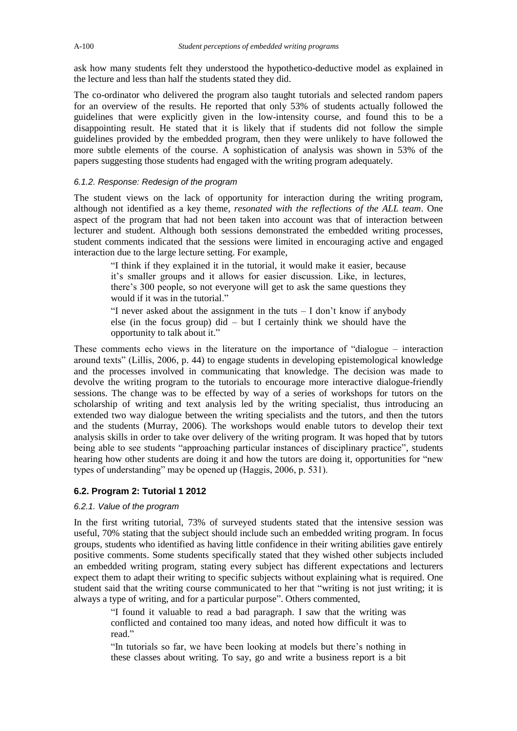ask how many students felt they understood the hypothetico-deductive model as explained in the lecture and less than half the students stated they did.

The co-ordinator who delivered the program also taught tutorials and selected random papers for an overview of the results. He reported that only 53% of students actually followed the guidelines that were explicitly given in the low-intensity course, and found this to be a disappointing result. He stated that it is likely that if students did not follow the simple guidelines provided by the embedded program, then they were unlikely to have followed the more subtle elements of the course. A sophistication of analysis was shown in 53% of the papers suggesting those students had engaged with the writing program adequately.

#### *6.1.2. Response: Redesign of the program*

The student views on the lack of opportunity for interaction during the writing program, although not identified as a key theme, *resonated with the reflections of the ALL team*. One aspect of the program that had not been taken into account was that of interaction between lecturer and student. Although both sessions demonstrated the embedded writing processes, student comments indicated that the sessions were limited in encouraging active and engaged interaction due to the large lecture setting. For example,

> "I think if they explained it in the tutorial, it would make it easier, because it's smaller groups and it allows for easier discussion. Like, in lectures, there's 300 people, so not everyone will get to ask the same questions they would if it was in the tutorial."
>
> "I never asked about the assignment in the tuts – I don't know if anybody else (in the focus group) did – but I certainly think we should have the opportunity to talk about it."

These comments echo views in the literature on the importance of "dialogue – interaction around texts" (Lillis, 2006, p. 44) to engage students in developing epistemological knowledge and the processes involved in communicating that knowledge. The decision was made to devolve the writing program to the tutorials to encourage more interactive dialogue-friendly sessions. The change was to be effected by way of a series of workshops for tutors on the scholarship of writing and text analysis led by the writing specialist, thus introducing an extended two way dialogue between the writing specialists and the tutors, and then the tutors and the students (Murray, 2006). The workshops would enable tutors to develop their text analysis skills in order to take over delivery of the writing program. It was hoped that by tutors being able to see students "approaching particular instances of disciplinary practice", students hearing how other students are doing it and how the tutors are doing it, opportunities for "new types of understanding" may be opened up (Haggis, 2006, p. 531).

### **6.2. Program 2: Tutorial 1 2012**

#### *6.2.1. Value of the program*

In the first writing tutorial, 73% of surveyed students stated that the intensive session was useful, 70% stating that the subject should include such an embedded writing program. In focus groups, students who identified as having little confidence in their writing abilities gave entirely positive comments. Some students specifically stated that they wished other subjects included an embedded writing program, stating every subject has different expectations and lecturers expect them to adapt their writing to specific subjects without explaining what is required. One student said that the writing course communicated to her that "writing is not just writing; it is always a type of writing, and for a particular purpose". Others commented,

> "I found it valuable to read a bad paragraph. I saw that the writing was conflicted and contained too many ideas, and noted how difficult it was to read."
>
> "In tutorials so far, we have been looking at models but there's nothing in these classes about writing. To say, go and write a business report is a bit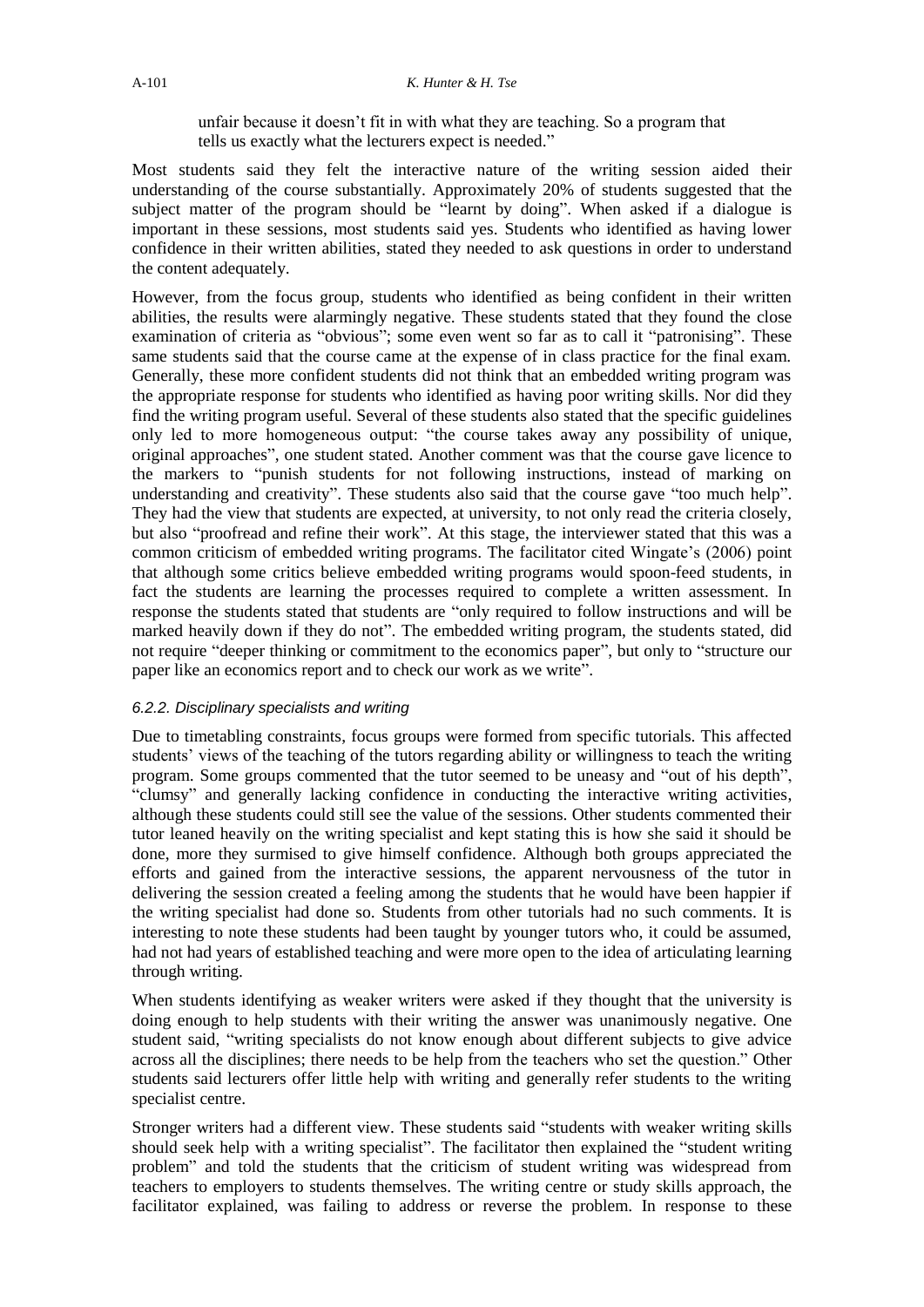unfair because it doesn't fit in with what they are teaching. So a program that tells us exactly what the lecturers expect is needed."

Most students said they felt the interactive nature of the writing session aided their understanding of the course substantially. Approximately 20% of students suggested that the subject matter of the program should be "learnt by doing". When asked if a dialogue is important in these sessions, most students said yes. Students who identified as having lower confidence in their written abilities, stated they needed to ask questions in order to understand the content adequately.

However, from the focus group, students who identified as being confident in their written abilities, the results were alarmingly negative. These students stated that they found the close examination of criteria as "obvious"; some even went so far as to call it "patronising". These same students said that the course came at the expense of in class practice for the final exam. Generally, these more confident students did not think that an embedded writing program was the appropriate response for students who identified as having poor writing skills. Nor did they find the writing program useful. Several of these students also stated that the specific guidelines only led to more homogeneous output: "the course takes away any possibility of unique, original approaches", one student stated. Another comment was that the course gave licence to the markers to "punish students for not following instructions, instead of marking on understanding and creativity". These students also said that the course gave "too much help". They had the view that students are expected, at university, to not only read the criteria closely, but also "proofread and refine their work". At this stage, the interviewer stated that this was a common criticism of embedded writing programs. The facilitator cited Wingate's (2006) point that although some critics believe embedded writing programs would spoon-feed students, in fact the students are learning the processes required to complete a written assessment. In response the students stated that students are "only required to follow instructions and will be marked heavily down if they do not". The embedded writing program, the students stated, did not require "deeper thinking or commitment to the economics paper", but only to "structure our paper like an economics report and to check our work as we write".

#### *6.2.2. Disciplinary specialists and writing*

Due to timetabling constraints, focus groups were formed from specific tutorials. This affected students' views of the teaching of the tutors regarding ability or willingness to teach the writing program. Some groups commented that the tutor seemed to be uneasy and "out of his depth", "clumsy" and generally lacking confidence in conducting the interactive writing activities, although these students could still see the value of the sessions. Other students commented their tutor leaned heavily on the writing specialist and kept stating this is how she said it should be done, more they surmised to give himself confidence. Although both groups appreciated the efforts and gained from the interactive sessions, the apparent nervousness of the tutor in delivering the session created a feeling among the students that he would have been happier if the writing specialist had done so. Students from other tutorials had no such comments. It is interesting to note these students had been taught by younger tutors who, it could be assumed, had not had years of established teaching and were more open to the idea of articulating learning through writing.

When students identifying as weaker writers were asked if they thought that the university is doing enough to help students with their writing the answer was unanimously negative. One student said, "writing specialists do not know enough about different subjects to give advice across all the disciplines; there needs to be help from the teachers who set the question." Other students said lecturers offer little help with writing and generally refer students to the writing specialist centre.

Stronger writers had a different view. These students said "students with weaker writing skills should seek help with a writing specialist". The facilitator then explained the "student writing problem" and told the students that the criticism of student writing was widespread from teachers to employers to students themselves. The writing centre or study skills approach, the facilitator explained, was failing to address or reverse the problem. In response to these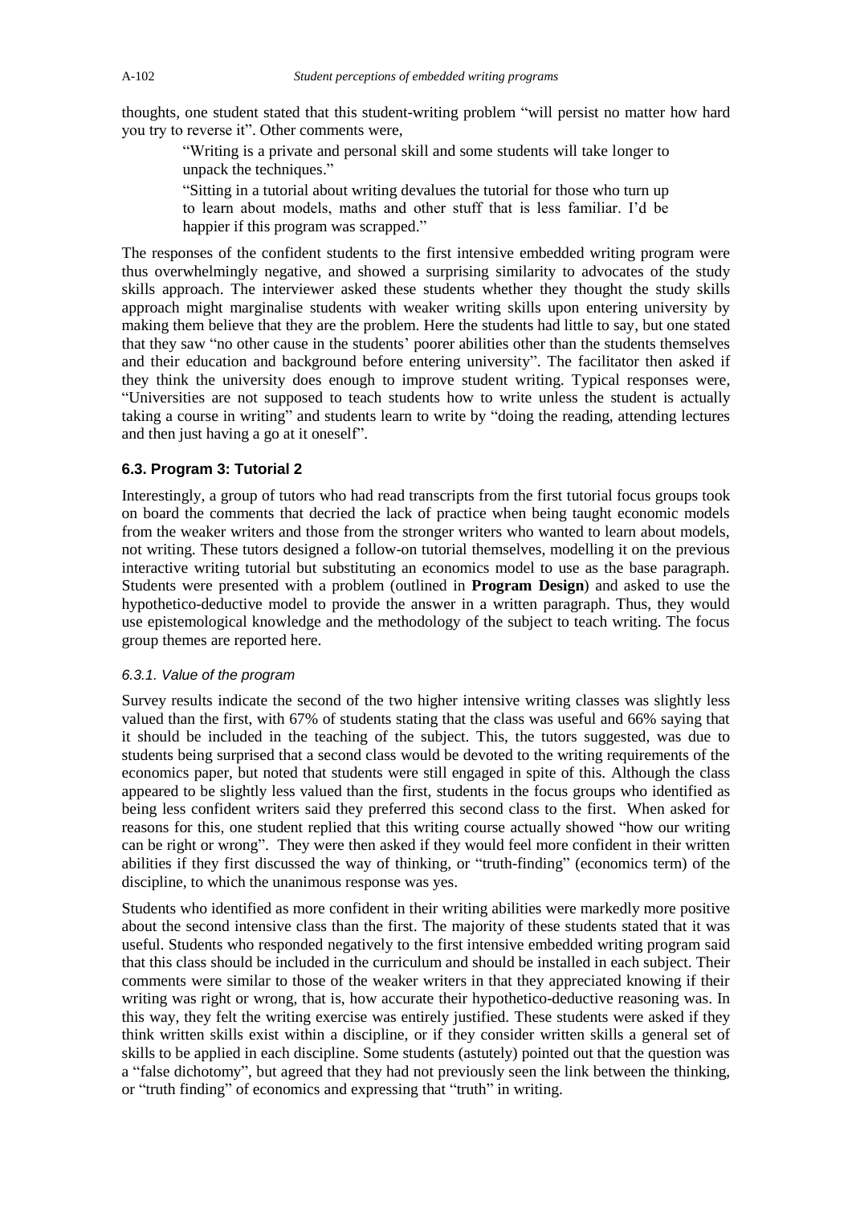thoughts, one student stated that this student-writing problem "will persist no matter how hard you try to reverse it". Other comments were,

> "Writing is a private and personal skill and some students will take longer to unpack the techniques."
>
> "Sitting in a tutorial about writing devalues the tutorial for those who turn up to learn about models, maths and other stuff that is less familiar. I'd be happier if this program was scrapped."

The responses of the confident students to the first intensive embedded writing program were thus overwhelmingly negative, and showed a surprising similarity to advocates of the study skills approach. The interviewer asked these students whether they thought the study skills approach might marginalise students with weaker writing skills upon entering university by making them believe that they are the problem. Here the students had little to say, but one stated that they saw "no other cause in the students' poorer abilities other than the students themselves and their education and background before entering university". The facilitator then asked if they think the university does enough to improve student writing. Typical responses were, "Universities are not supposed to teach students how to write unless the student is actually taking a course in writing" and students learn to write by "doing the reading, attending lectures and then just having a go at it oneself".

### 6.3. Program 3: Tutorial 2

Interestingly, a group of tutors who had read transcripts from the first tutorial focus groups took on board the comments that decried the lack of practice when being taught economic models from the weaker writers and those from the stronger writers who wanted to learn about models, not writing. These tutors designed a follow-on tutorial themselves, modelling it on the previous interactive writing tutorial but substituting an economics model to use as the base paragraph. Students were presented with a problem (outlined in **Program Design**) and asked to use the hypothetico-deductive model to provide the answer in a written paragraph. Thus, they would use epistemological knowledge and the methodology of the subject to teach writing. The focus group themes are reported here.

#### *6.3.1. Value of the program*

Survey results indicate the second of the two higher intensive writing classes was slightly less valued than the first, with 67% of students stating that the class was useful and 66% saying that it should be included in the teaching of the subject. This, the tutors suggested, was due to students being surprised that a second class would be devoted to the writing requirements of the economics paper, but noted that students were still engaged in spite of this. Although the class appeared to be slightly less valued than the first, students in the focus groups who identified as being less confident writers said they preferred this second class to the first. When asked for reasons for this, one student replied that this writing course actually showed "how our writing can be right or wrong". They were then asked if they would feel more confident in their written abilities if they first discussed the way of thinking, or "truth-finding" (economics term) of the discipline, to which the unanimous response was yes.

Students who identified as more confident in their writing abilities were markedly more positive about the second intensive class than the first. The majority of these students stated that it was useful. Students who responded negatively to the first intensive embedded writing program said that this class should be included in the curriculum and should be installed in each subject. Their comments were similar to those of the weaker writers in that they appreciated knowing if their writing was right or wrong, that is, how accurate their hypothetico-deductive reasoning was. In this way, they felt the writing exercise was entirely justified. These students were asked if they think written skills exist within a discipline, or if they consider written skills a general set of skills to be applied in each discipline. Some students (astutely) pointed out that the question was a "false dichotomy", but agreed that they had not previously seen the link between the thinking, or "truth finding" of economics and expressing that "truth" in writing.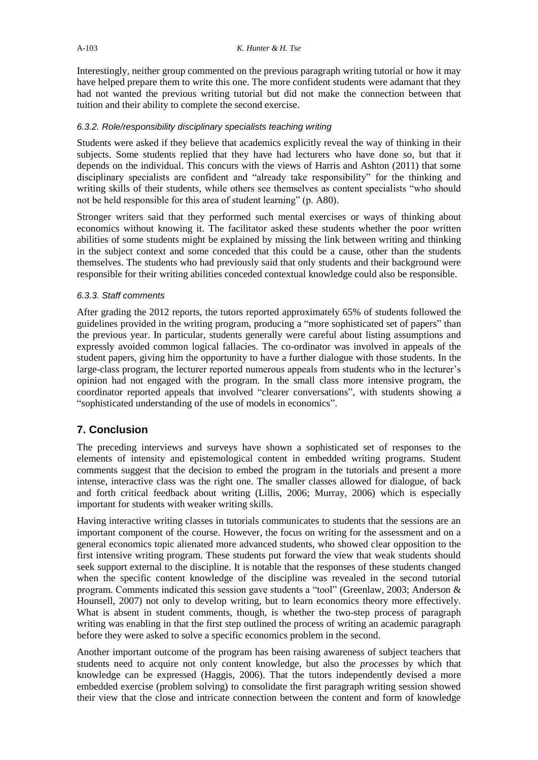Interestingly, neither group commented on the previous paragraph writing tutorial or how it may have helped prepare them to write this one. The more confident students were adamant that they had not wanted the previous writing tutorial but did not make the connection between that tuition and their ability to complete the second exercise.

#### *6.3.2. Role/responsibility disciplinary specialists teaching writing*

Students were asked if they believe that academics explicitly reveal the way of thinking in their subjects. Some students replied that they have had lecturers who have done so, but that it depends on the individual. This concurs with the views of Harris and Ashton (2011) that some disciplinary specialists are confident and "already take responsibility" for the thinking and writing skills of their students, while others see themselves as content specialists "who should not be held responsible for this area of student learning" (p. A80).

Stronger writers said that they performed such mental exercises or ways of thinking about economics without knowing it. The facilitator asked these students whether the poor written abilities of some students might be explained by missing the link between writing and thinking in the subject context and some conceded that this could be a cause, other than the students themselves. The students who had previously said that only students and their background were responsible for their writing abilities conceded contextual knowledge could also be responsible.

#### *6.3.3. Staff comments*

After grading the 2012 reports, the tutors reported approximately 65% of students followed the guidelines provided in the writing program, producing a "more sophisticated set of papers" than the previous year. In particular, students generally were careful about listing assumptions and expressly avoided common logical fallacies. The co-ordinator was involved in appeals of the student papers, giving him the opportunity to have a further dialogue with those students. In the large-class program, the lecturer reported numerous appeals from students who in the lecturer's opinion had not engaged with the program. In the small class more intensive program, the coordinator reported appeals that involved "clearer conversations", with students showing a "sophisticated understanding of the use of models in economics".

## 7. Conclusion

The preceding interviews and surveys have shown a sophisticated set of responses to the elements of intensity and epistemological content in embedded writing programs. Student comments suggest that the decision to embed the program in the tutorials and present a more intense, interactive class was the right one. The smaller classes allowed for dialogue, of back and forth critical feedback about writing (Lillis, 2006; Murray, 2006) which is especially important for students with weaker writing skills.

Having interactive writing classes in tutorials communicates to students that the sessions are an important component of the course. However, the focus on writing for the assessment and on a general economics topic alienated more advanced students, who showed clear opposition to the first intensive writing program. These students put forward the view that weak students should seek support external to the discipline. It is notable that the responses of these students changed when the specific content knowledge of the discipline was revealed in the second tutorial program. Comments indicated this session gave students a "tool" (Greenlaw, 2003; Anderson & Hounsell, 2007) not only to develop writing, but to learn economics theory more effectively. What is absent in student comments, though, is whether the two-step process of paragraph writing was enabling in that the first step outlined the process of writing an academic paragraph before they were asked to solve a specific economics problem in the second.

Another important outcome of the program has been raising awareness of subject teachers that students need to acquire not only content knowledge, but also the *processes* by which that knowledge can be expressed (Haggis, 2006). That the tutors independently devised a more embedded exercise (problem solving) to consolidate the first paragraph writing session showed their view that the close and intricate connection between the content and form of knowledge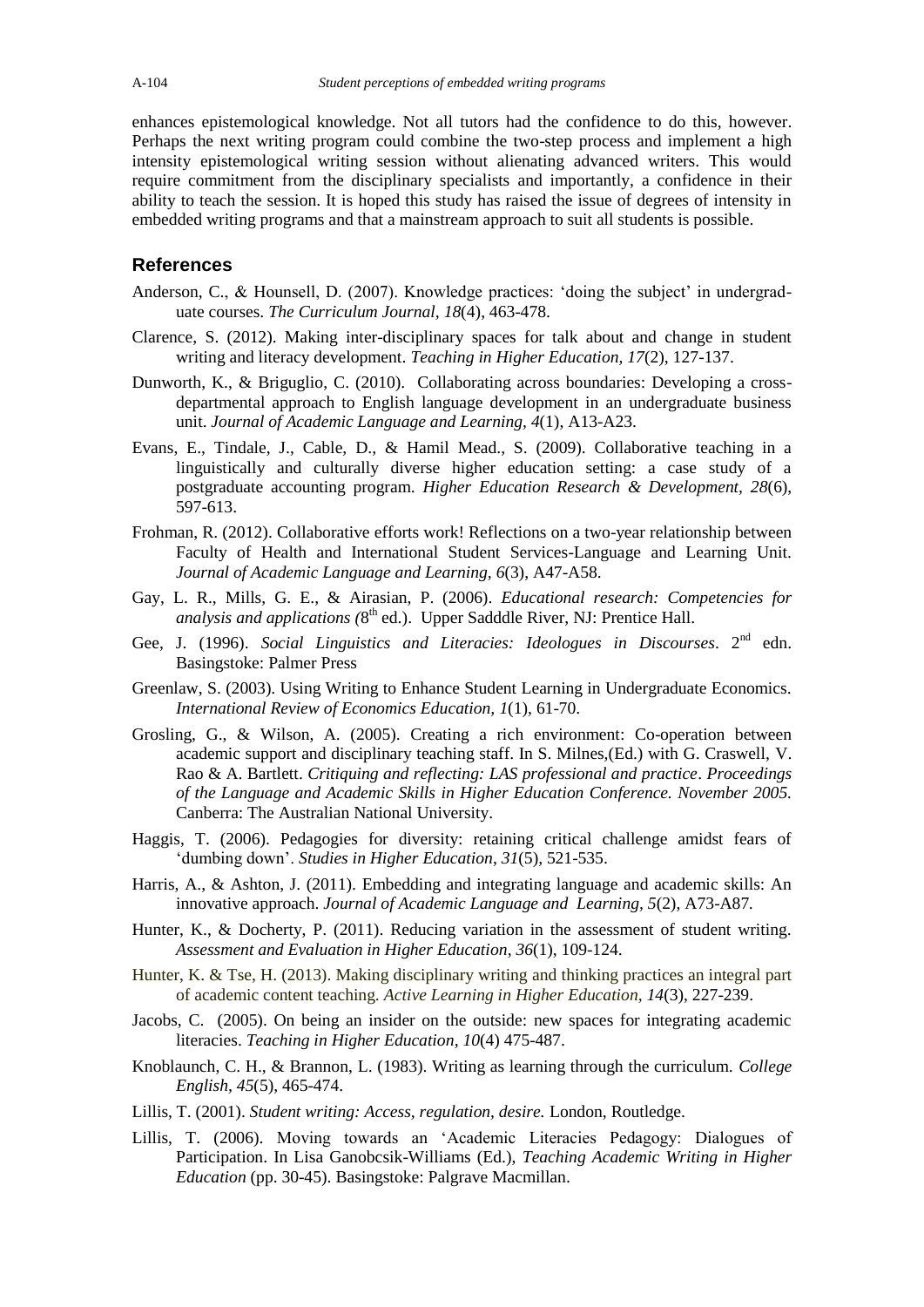enhances epistemological knowledge. Not all tutors had the confidence to do this, however. Perhaps the next writing program could combine the two-step process and implement a high intensity epistemological writing session without alienating advanced writers. This would require commitment from the disciplinary specialists and importantly, a confidence in their ability to teach the session. It is hoped this study has raised the issue of degrees of intensity in embedded writing programs and that a mainstream approach to suit all students is possible.

## References

Anderson, C., & Hounsell, D. (2007). Knowledge practices: 'doing the subject' in undergraduate courses. *The Curriculum Journal*, *18*(4), 463-478.

Clarence, S. (2012). Making inter-disciplinary spaces for talk about and change in student writing and literacy development. *Teaching in Higher Education, 17*(2), 127-137.

Dunworth, K., & Briguglio, C. (2010). Collaborating across boundaries: Developing a cross-departmental approach to English language development in an undergraduate business unit. *Journal of Academic Language and Learning, 4*(1), A13-A23.

Evans, E., Tindale, J., Cable, D., & Hamil Mead., S. (2009). Collaborative teaching in a linguistically and culturally diverse higher education setting: a case study of a postgraduate accounting program. *Higher Education Research & Development*, *28*(6), 597-613.

Frohman, R. (2012). Collaborative efforts work! Reflections on a two-year relationship between Faculty of Health and International Student Services-Language and Learning Unit. *Journal of Academic Language and Learning, 6*(3), A47-A58.

Gay, L. R., Mills, G. E., & Airasian, P. (2006). *Educational research: Competencies for analysis and applications (*8th ed.). Upper Sadddle River, NJ: Prentice Hall.

Gee, J. (1996). *Social Linguistics and Literacies: Ideologues in Discourses*. 2nd edn. Basingstoke: Palmer Press

Greenlaw, S. (2003). Using Writing to Enhance Student Learning in Undergraduate Economics. *International Review of Economics Education, 1*(1), 61-70.

Grosling, G., & Wilson, A. (2005). Creating a rich environment: Co-operation between academic support and disciplinary teaching staff. In S. Milnes,(Ed.) with G. Craswell, V. Rao & A. Bartlett. *Critiquing and reflecting: LAS professional and practice*. *Proceedings of the Language and Academic Skills in Higher Education Conference. November 2005.* Canberra: The Australian National University.

Haggis, T. (2006). Pedagogies for diversity: retaining critical challenge amidst fears of 'dumbing down'. *Studies in Higher Education*, *31*(5), 521-535.

Harris, A., & Ashton, J. (2011). Embedding and integrating language and academic skills: An innovative approach. *Journal of Academic Language and Learning, 5*(2), A73-A87.

Hunter, K., & Docherty, P. (2011). Reducing variation in the assessment of student writing. *Assessment and Evaluation in Higher Education*, *36*(1), 109-124.

Hunter, K. & Tse, H. (2013). Making disciplinary writing and thinking practices an integral part of academic content teaching. *Active Learning in Higher Education, 14*(3), 227-239.

Jacobs, C. (2005). On being an insider on the outside: new spaces for integrating academic literacies. *Teaching in Higher Education*, *10*(4) 475-487.

Knoblaunch, C. H., & Brannon, L. (1983). Writing as learning through the curriculum. *College English*, *45*(5), 465-474.

Lillis, T. (2001). *Student writing: Access, regulation, desire.* London, Routledge.

Lillis, T. (2006). Moving towards an 'Academic Literacies Pedagogy: Dialogues of Participation. In Lisa Ganobcsik-Williams (Ed.), *Teaching Academic Writing in Higher Education* (pp. 30-45). Basingstoke: Palgrave Macmillan.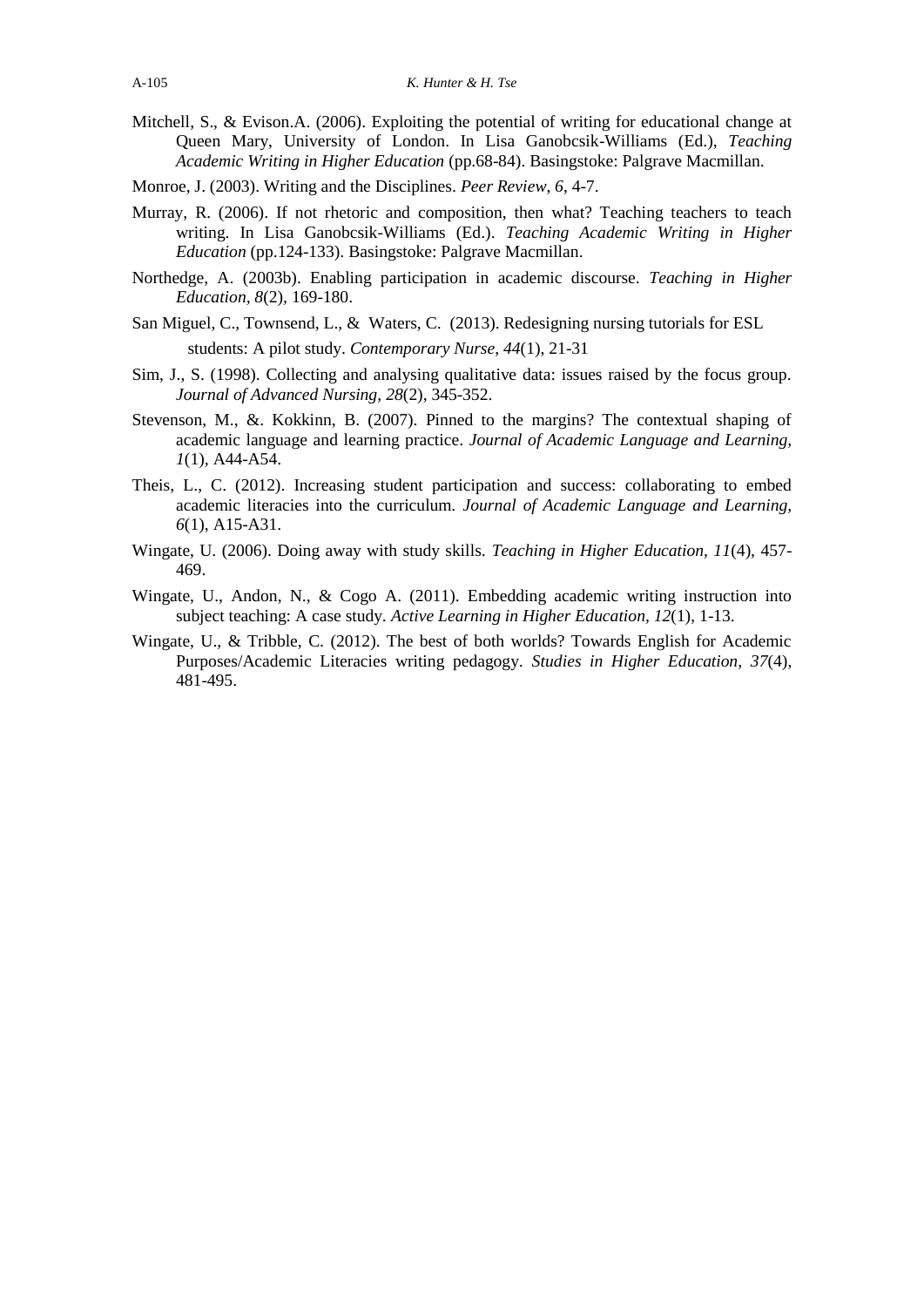Mitchell, S., & Evison.A. (2006). Exploiting the potential of writing for educational change at Queen Mary, University of London. In Lisa Ganobcsik-Williams (Ed.), *Teaching Academic Writing in Higher Education* (pp.68-84). Basingstoke: Palgrave Macmillan.

Monroe, J. (2003). Writing and the Disciplines. *Peer Review, 6*, 4-7.

Murray, R. (2006). If not rhetoric and composition, then what? Teaching teachers to teach writing. In Lisa Ganobcsik-Williams (Ed.). *Teaching Academic Writing in Higher Education* (pp.124-133). Basingstoke: Palgrave Macmillan.

Northedge, A. (2003b). Enabling participation in academic discourse. *Teaching in Higher Education, 8*(2), 169-180.

San Miguel, C., Townsend, L., & Waters, C. (2013). Redesigning nursing tutorials for ESL students: A pilot study. *Contemporary Nurse*, *44*(1), 21-31

Sim, J., S. (1998). Collecting and analysing qualitative data: issues raised by the focus group. *Journal of Advanced Nursing, 28*(2), 345-352.

Stevenson, M., &. Kokkinn, B. (2007). Pinned to the margins? The contextual shaping of academic language and learning practice. *Journal of Academic Language and Learning, 1*(1), A44-A54.

Theis, L., C. (2012). Increasing student participation and success: collaborating to embed academic literacies into the curriculum. *Journal of Academic Language and Learning, 6*(1), A15-A31.

Wingate, U. (2006). Doing away with study skills. *Teaching in Higher Education, 11*(4), 457-469.

Wingate, U., Andon, N., & Cogo A. (2011). Embedding academic writing instruction into subject teaching: A case study. *Active Learning in Higher Education, 12*(1), 1-13.

Wingate, U., & Tribble, C. (2012). The best of both worlds? Towards English for Academic Purposes/Academic Literacies writing pedagogy. *Studies in Higher Education*, *37*(4), 481-495.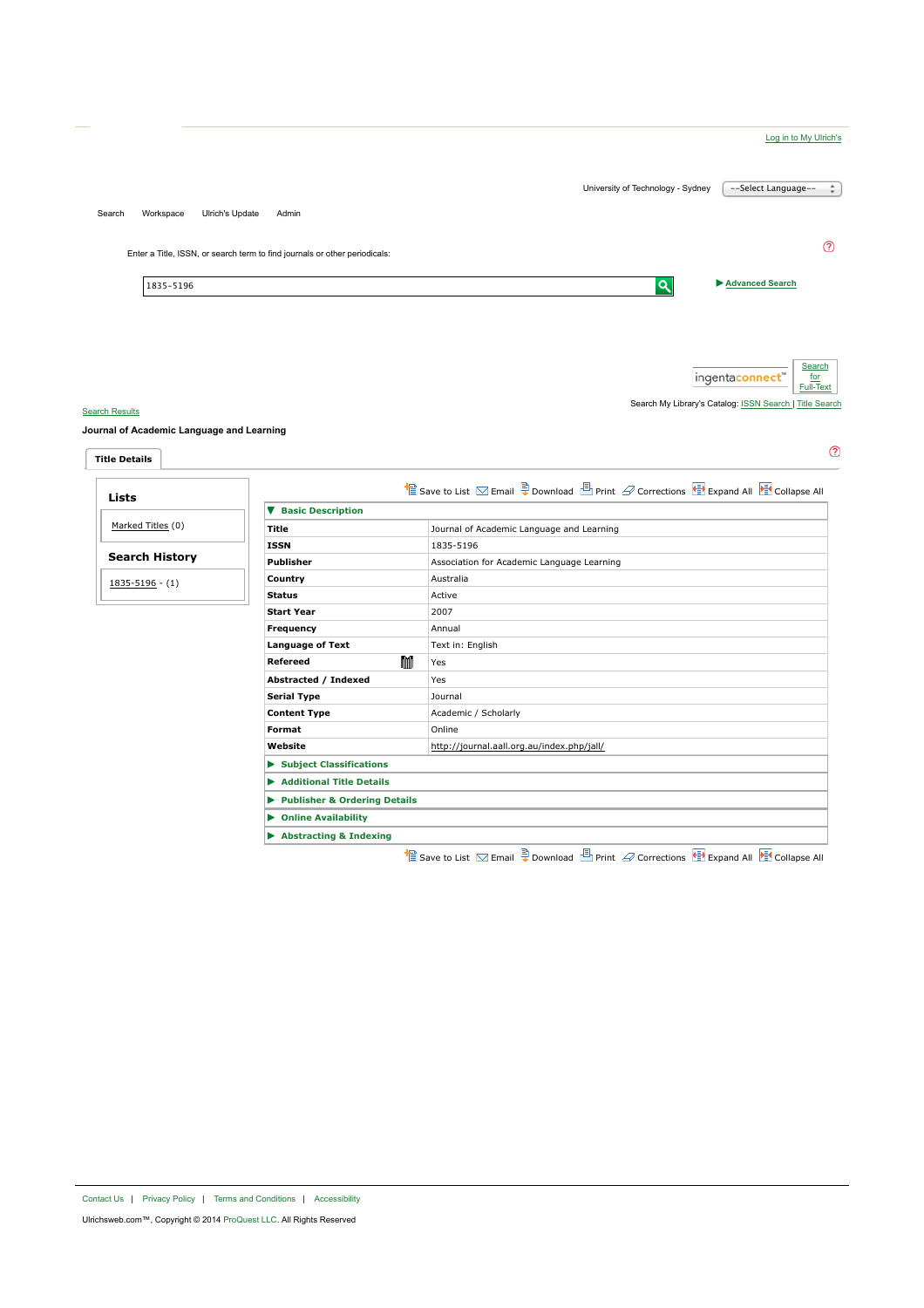Log in to My Ulrich's

University of Technology - Sydney --Select Language--

Search Workspace Ulrich's Update Admin

Enter a Title, ISSN, or search term to find journals or other periodicals:

1835-5196

▶ Advanced Search

ingentaconnect™ Search for Full-Text

Search My Library's Catalog: ISSN Search | Title Search

Search Results

**Journal of Academic Language and Learning**

**Title Details**

## Lists

Marked Titles (0)

## Search History

1835-5196 - (1)

Save to List Email Download Print Corrections Expand All Collapse All

▼ **Basic Description**

| | |
|---|---|
| **Title** | Journal of Academic Language and Learning |
| **ISSN** | 1835-5196 |
| **Publisher** | Association for Academic Language Learning |
| **Country** | Australia |
| **Status** | Active |
| **Start Year** | 2007 |
| **Frequency** | Annual |
| **Language of Text** | Text in: English |
| **Refereed** | Yes |
| **Abstracted / Indexed** | Yes |
| **Serial Type** | Journal |
| **Content Type** | Academic / Scholarly |
| **Format** | Online |
| **Website** | http://journal.aall.org.au/index.php/jall/ |

▶ **Subject Classifications**

▶ **Additional Title Details**

▶ **Publisher & Ordering Details**

▶ **Online Availability**

▶ **Abstracting & Indexing**

Save to List Email Download Print Corrections Expand All Collapse All

Contact Us | Privacy Policy | Terms and Conditions | Accessibility

Ulrichsweb.com™, Copyright © 2014 ProQuest LLC. All Rights Reserved